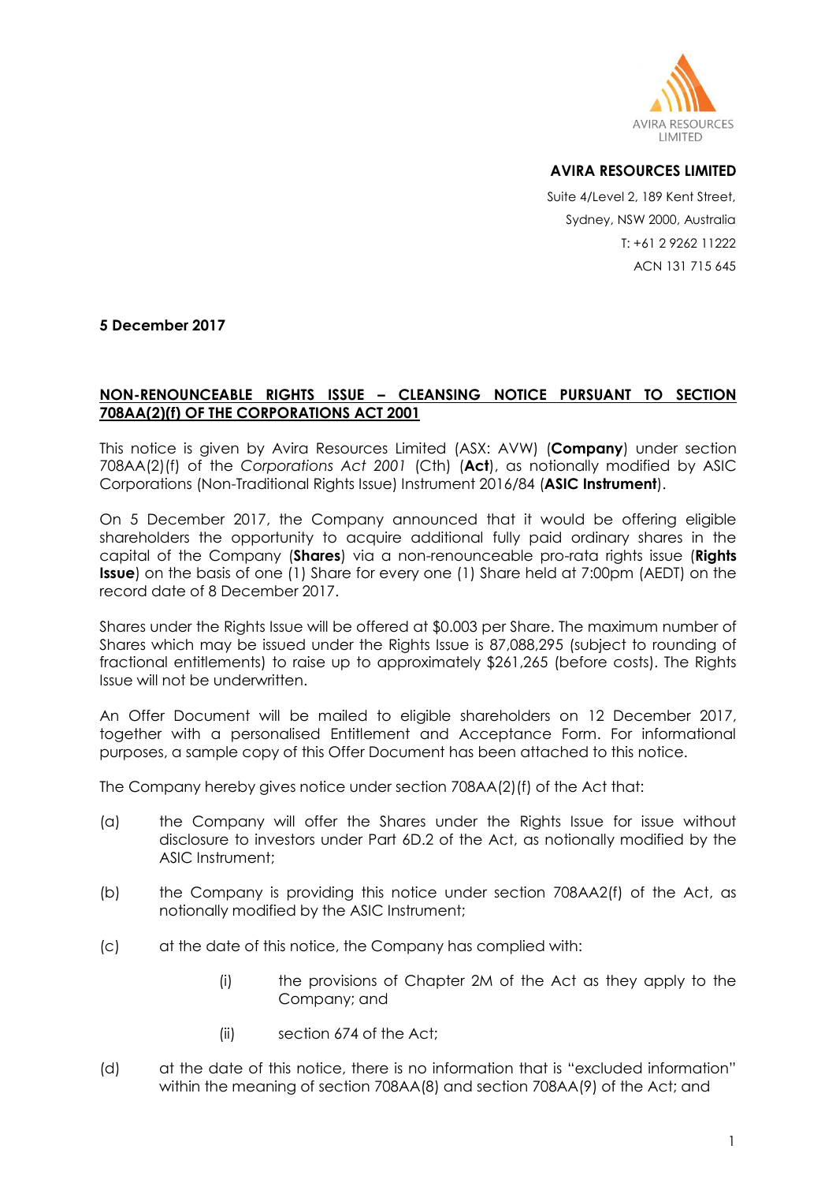**AVIRA RESOURCES LIMITED**

Suite 4/Level 2, 189 Kent Street,
Sydney, NSW 2000, Australia
T: +61 2 9262 11222
ACN 131 715 645

**5 December 2017**

**NON-RENOUNCEABLE RIGHTS ISSUE – CLEANSING NOTICE PURSUANT TO SECTION 708AA(2)(f) OF THE CORPORATIONS ACT 2001**

This notice is given by Avira Resources Limited (ASX: AVW) (**Company**) under section 708AA(2)(f) of the *Corporations Act 2001* (Cth) (**Act**), as notionally modified by ASIC Corporations (Non-Traditional Rights Issue) Instrument 2016/84 (**ASIC Instrument**).

On 5 December 2017, the Company announced that it would be offering eligible shareholders the opportunity to acquire additional fully paid ordinary shares in the capital of the Company (**Shares**) via a non-renounceable pro-rata rights issue (**Rights Issue**) on the basis of one (1) Share for every one (1) Share held at 7:00pm (AEDT) on the record date of 8 December 2017.

Shares under the Rights Issue will be offered at $0.003 per Share. The maximum number of Shares which may be issued under the Rights Issue is 87,088,295 (subject to rounding of fractional entitlements) to raise up to approximately $261,265 (before costs). The Rights Issue will not be underwritten.

An Offer Document will be mailed to eligible shareholders on 12 December 2017, together with a personalised Entitlement and Acceptance Form. For informational purposes, a sample copy of this Offer Document has been attached to this notice.

The Company hereby gives notice under section 708AA(2)(f) of the Act that:

(a) the Company will offer the Shares under the Rights Issue for issue without disclosure to investors under Part 6D.2 of the Act, as notionally modified by the ASIC Instrument;

(b) the Company is providing this notice under section 708AA2(f) of the Act, as notionally modified by the ASIC Instrument;

(c) at the date of this notice, the Company has complied with:

  (i) the provisions of Chapter 2M of the Act as they apply to the Company; and

  (ii) section 674 of the Act;

(d) at the date of this notice, there is no information that is "excluded information" within the meaning of section 708AA(8) and section 708AA(9) of the Act; and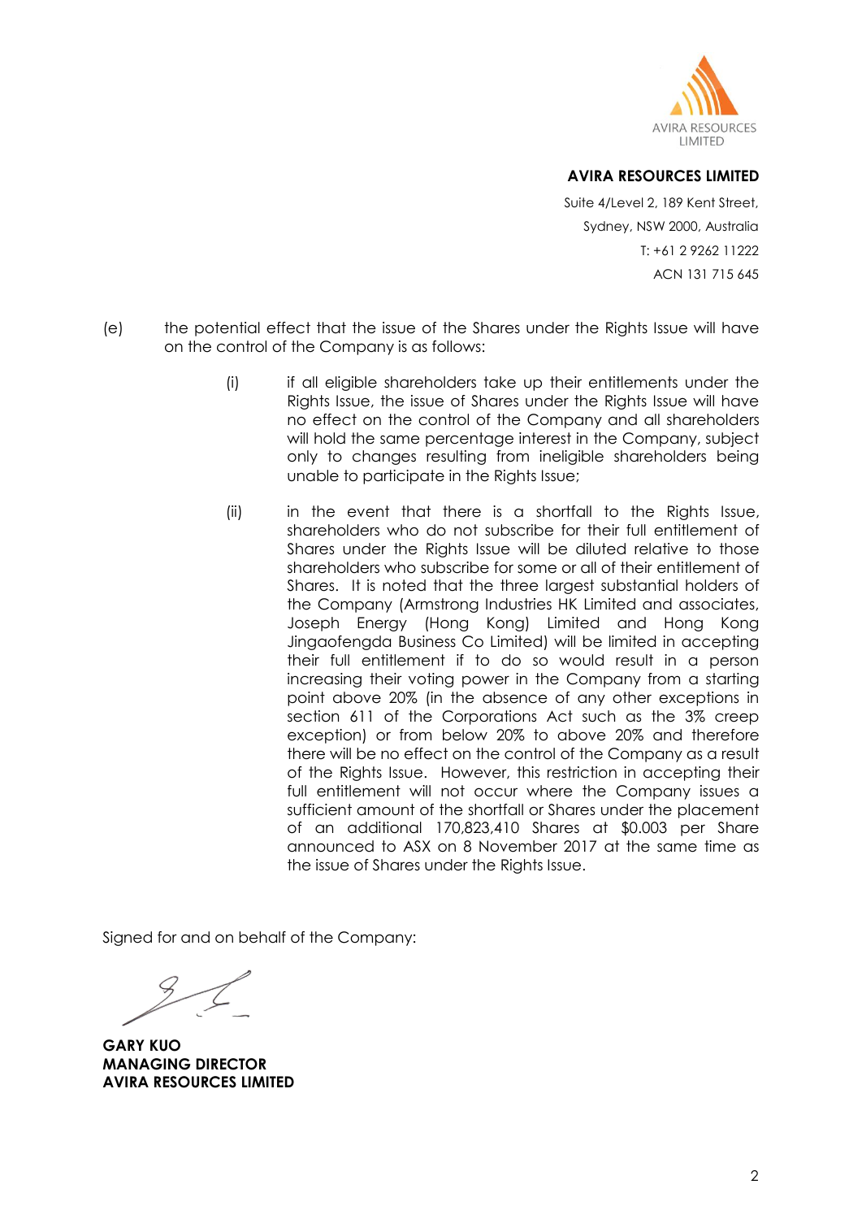**AVIRA RESOURCES LIMITED**

Suite 4/Level 2, 189 Kent Street,
Sydney, NSW 2000, Australia
T: +61 2 9262 11222
ACN 131 715 645

(e) the potential effect that the issue of the Shares under the Rights Issue will have on the control of the Company is as follows:

(i) if all eligible shareholders take up their entitlements under the Rights Issue, the issue of Shares under the Rights Issue will have no effect on the control of the Company and all shareholders will hold the same percentage interest in the Company, subject only to changes resulting from ineligible shareholders being unable to participate in the Rights Issue;

(ii) in the event that there is a shortfall to the Rights Issue, shareholders who do not subscribe for their full entitlement of Shares under the Rights Issue will be diluted relative to those shareholders who subscribe for some or all of their entitlement of Shares. It is noted that the three largest substantial holders of the Company (Armstrong Industries HK Limited and associates, Joseph Energy (Hong Kong) Limited and Hong Kong Jingaofengda Business Co Limited) will be limited in accepting their full entitlement if to do so would result in a person increasing their voting power in the Company from a starting point above 20% (in the absence of any other exceptions in section 611 of the Corporations Act such as the 3% creep exception) or from below 20% to above 20% and therefore there will be no effect on the control of the Company as a result of the Rights Issue. However, this restriction in accepting their full entitlement will not occur where the Company issues a sufficient amount of the shortfall or Shares under the placement of an additional 170,823,410 Shares at $0.003 per Share announced to ASX on 8 November 2017 at the same time as the issue of Shares under the Rights Issue.

Signed for and on behalf of the Company:

**GARY KUO**
**MANAGING DIRECTOR**
**AVIRA RESOURCES LIMITED**